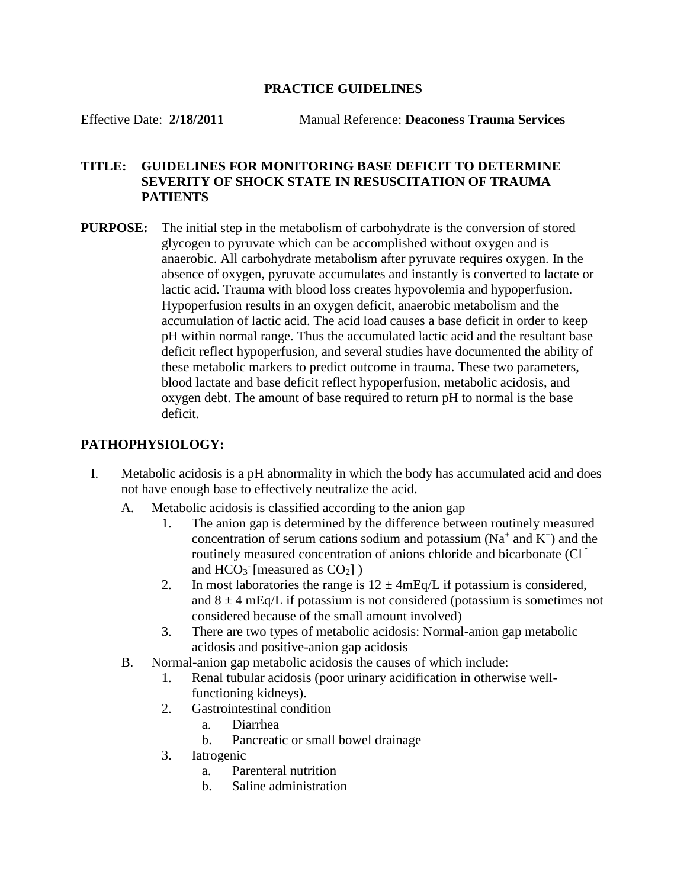**PRACTICE GUIDELINES**

Effective Date: **2/18/2011** Manual Reference: **Deaconess Trauma Services**

**TITLE: GUIDELINES FOR MONITORING BASE DEFICIT TO DETERMINE SEVERITY OF SHOCK STATE IN RESUSCITATION OF TRAUMA PATIENTS**

**PURPOSE:** The initial step in the metabolism of carbohydrate is the conversion of stored glycogen to pyruvate which can be accomplished without oxygen and is anaerobic. All carbohydrate metabolism after pyruvate requires oxygen. In the absence of oxygen, pyruvate accumulates and instantly is converted to lactate or lactic acid. Trauma with blood loss creates hypovolemia and hypoperfusion. Hypoperfusion results in an oxygen deficit, anaerobic metabolism and the accumulation of lactic acid. The acid load causes a base deficit in order to keep pH within normal range. Thus the accumulated lactic acid and the resultant base deficit reflect hypoperfusion, and several studies have documented the ability of these metabolic markers to predict outcome in trauma. These two parameters, blood lactate and base deficit reflect hypoperfusion, metabolic acidosis, and oxygen debt. The amount of base required to return pH to normal is the base deficit.

## PATHOPHYSIOLOGY:

I. Metabolic acidosis is a pH abnormality in which the body has accumulated acid and does not have enough base to effectively neutralize the acid.
   A. Metabolic acidosis is classified according to the anion gap
      1. The anion gap is determined by the difference between routinely measured concentration of serum cations sodium and potassium ($Na^+$ and $K^+$) and the routinely measured concentration of anions chloride and bicarbonate ($Cl^-$ and $HCO_3^-$ [measured as $CO_2$] )
      2. In most laboratories the range is $12 \pm 4$mEq/L if potassium is considered, and $8 \pm 4$ mEq/L if potassium is not considered (potassium is sometimes not considered because of the small amount involved)
      3. There are two types of metabolic acidosis: Normal-anion gap metabolic acidosis and positive-anion gap acidosis
   B. Normal-anion gap metabolic acidosis the causes of which include:
      1. Renal tubular acidosis (poor urinary acidification in otherwise well-functioning kidneys).
      2. Gastrointestinal condition
         a. Diarrhea
         b. Pancreatic or small bowel drainage
      3. Iatrogenic
         a. Parenteral nutrition
         b. Saline administration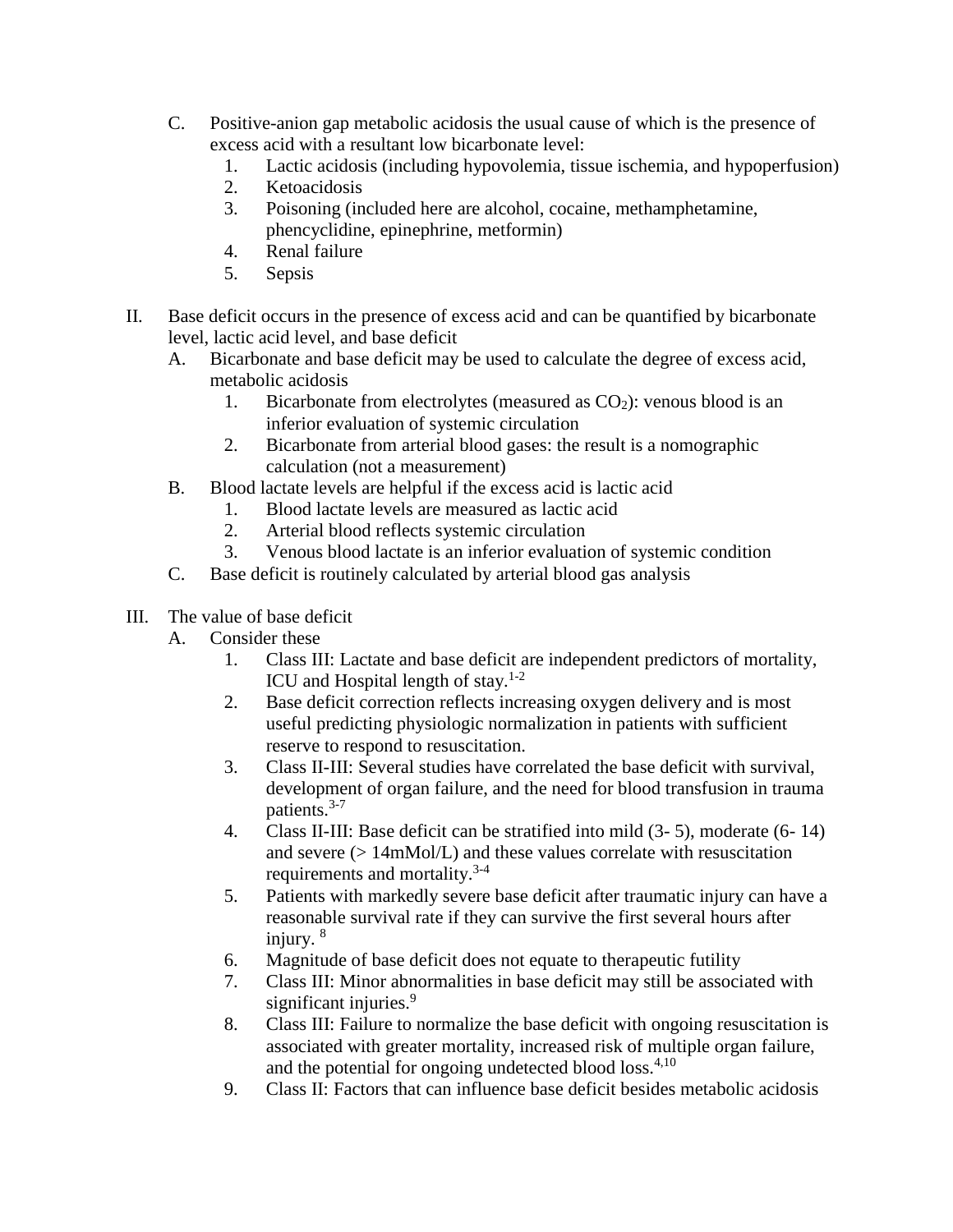C. Positive-anion gap metabolic acidosis the usual cause of which is the presence of excess acid with a resultant low bicarbonate level:
   1. Lactic acidosis (including hypovolemia, tissue ischemia, and hypoperfusion)
   2. Ketoacidosis
   3. Poisoning (included here are alcohol, cocaine, methamphetamine, phencyclidine, epinephrine, metformin)
   4. Renal failure
   5. Sepsis

II. Base deficit occurs in the presence of excess acid and can be quantified by bicarbonate level, lactic acid level, and base deficit
   A. Bicarbonate and base deficit may be used to calculate the degree of excess acid, metabolic acidosis
      1. Bicarbonate from electrolytes (measured as $CO_2$): venous blood is an inferior evaluation of systemic circulation
      2. Bicarbonate from arterial blood gases: the result is a nomographic calculation (not a measurement)
   B. Blood lactate levels are helpful if the excess acid is lactic acid
      1. Blood lactate levels are measured as lactic acid
      2. Arterial blood reflects systemic circulation
      3. Venous blood lactate is an inferior evaluation of systemic condition
   C. Base deficit is routinely calculated by arterial blood gas analysis

III. The value of base deficit
   A. Consider these
      1. Class III: Lactate and base deficit are independent predictors of mortality, ICU and Hospital length of stay.[1-2]
      2. Base deficit correction reflects increasing oxygen delivery and is most useful predicting physiologic normalization in patients with sufficient reserve to respond to resuscitation.
      3. Class II-III: Several studies have correlated the base deficit with survival, development of organ failure, and the need for blood transfusion in trauma patients.[3-7]
      4. Class II-III: Base deficit can be stratified into mild (3- 5), moderate (6- 14) and severe (> 14mMol/L) and these values correlate with resuscitation requirements and mortality.[3-4]
      5. Patients with markedly severe base deficit after traumatic injury can have a reasonable survival rate if they can survive the first several hours after injury. [8]
      6. Magnitude of base deficit does not equate to therapeutic futility
      7. Class III: Minor abnormalities in base deficit may still be associated with significant injuries.[9]
      8. Class III: Failure to normalize the base deficit with ongoing resuscitation is associated with greater mortality, increased risk of multiple organ failure, and the potential for ongoing undetected blood loss.[4,10]
      9. Class II: Factors that can influence base deficit besides metabolic acidosis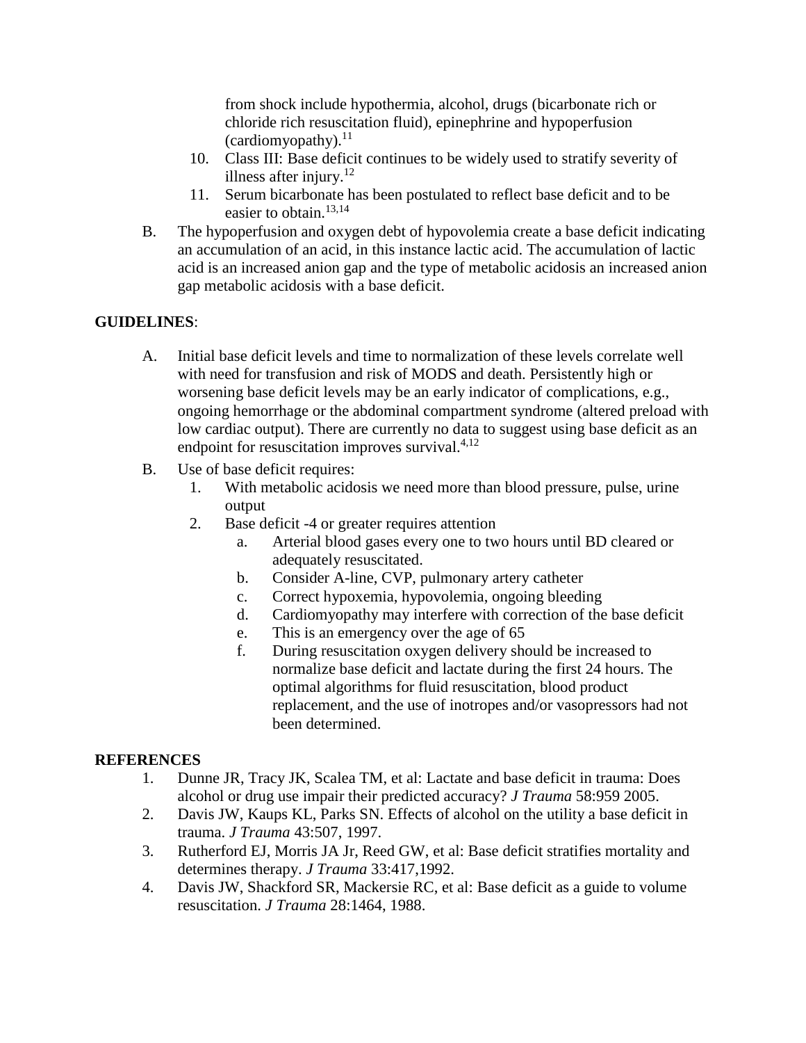from shock include hypothermia, alcohol, drugs (bicarbonate rich or chloride rich resuscitation fluid), epinephrine and hypoperfusion (cardiomyopathy).[11]

10. Class III: Base deficit continues to be widely used to stratify severity of illness after injury.[12]
11. Serum bicarbonate has been postulated to reflect base deficit and to be easier to obtain.[13,14]

B. The hypoperfusion and oxygen debt of hypovolemia create a base deficit indicating an accumulation of an acid, in this instance lactic acid. The accumulation of lactic acid is an increased anion gap and the type of metabolic acidosis an increased anion gap metabolic acidosis with a base deficit.

**GUIDELINES**:

A. Initial base deficit levels and time to normalization of these levels correlate well with need for transfusion and risk of MODS and death. Persistently high or worsening base deficit levels may be an early indicator of complications, e.g., ongoing hemorrhage or the abdominal compartment syndrome (altered preload with low cardiac output). There are currently no data to suggest using base deficit as an endpoint for resuscitation improves survival.[4,12]

B. Use of base deficit requires:
   1. With metabolic acidosis we need more than blood pressure, pulse, urine output
   2. Base deficit -4 or greater requires attention
      a. Arterial blood gases every one to two hours until BD cleared or adequately resuscitated.
      b. Consider A-line, CVP, pulmonary artery catheter
      c. Correct hypoxemia, hypovolemia, ongoing bleeding
      d. Cardiomyopathy may interfere with correction of the base deficit
      e. This is an emergency over the age of 65
      f. During resuscitation oxygen delivery should be increased to normalize base deficit and lactate during the first 24 hours. The optimal algorithms for fluid resuscitation, blood product replacement, and the use of inotropes and/or vasopressors had not been determined.

**REFERENCES**

1. Dunne JR, Tracy JK, Scalea TM, et al: Lactate and base deficit in trauma: Does alcohol or drug use impair their predicted accuracy? *J Trauma* 58:959 2005.
2. Davis JW, Kaups KL, Parks SN. Effects of alcohol on the utility a base deficit in trauma. *J Trauma* 43:507, 1997.
3. Rutherford EJ, Morris JA Jr, Reed GW, et al: Base deficit stratifies mortality and determines therapy. *J Trauma* 33:417,1992.
4. Davis JW, Shackford SR, Mackersie RC, et al: Base deficit as a guide to volume resuscitation. *J Trauma* 28:1464, 1988.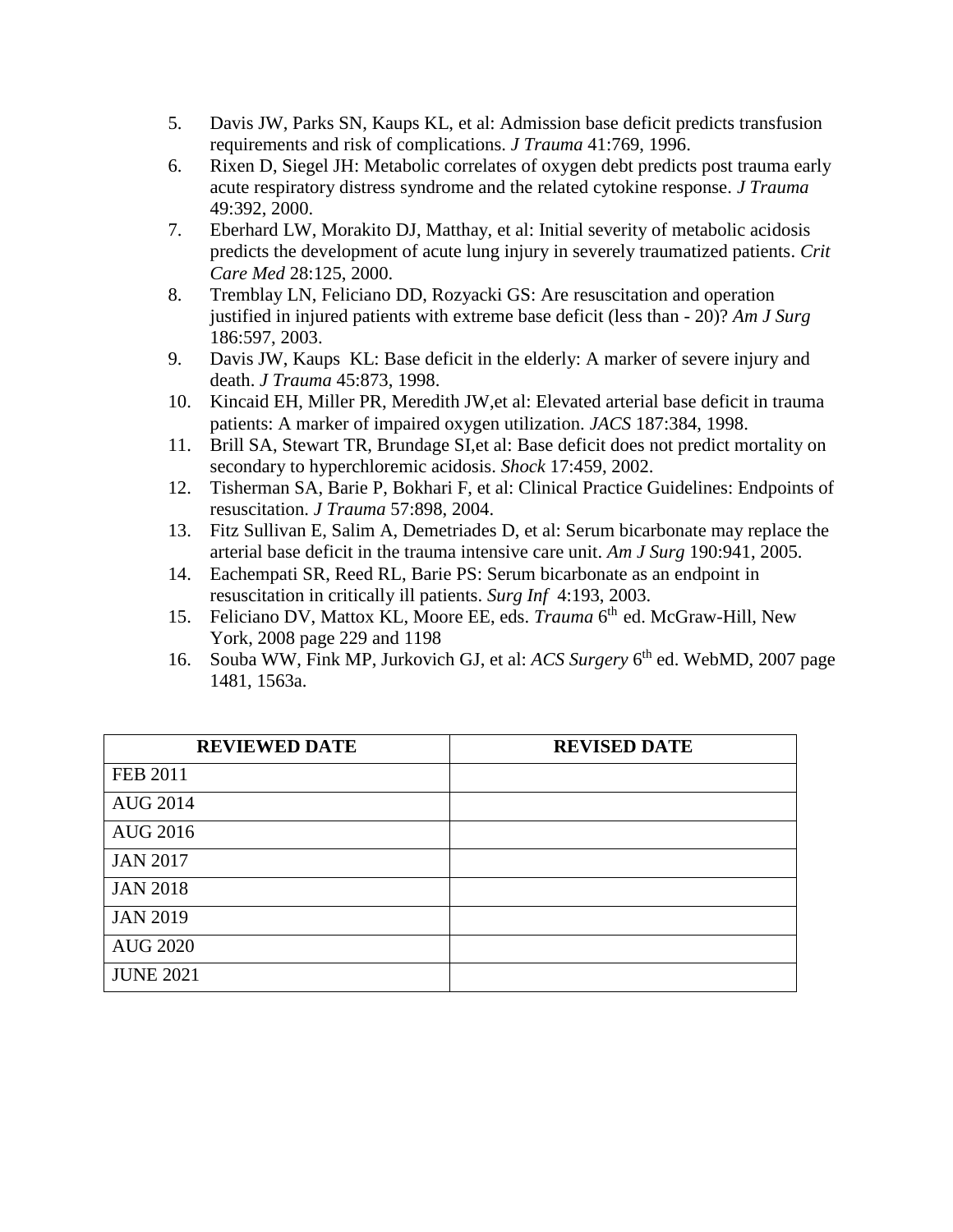5. Davis JW, Parks SN, Kaups KL, et al: Admission base deficit predicts transfusion requirements and risk of complications. *J Trauma* 41:769, 1996.
6. Rixen D, Siegel JH: Metabolic correlates of oxygen debt predicts post trauma early acute respiratory distress syndrome and the related cytokine response. *J Trauma* 49:392, 2000.
7. Eberhard LW, Morakito DJ, Matthay, et al: Initial severity of metabolic acidosis predicts the development of acute lung injury in severely traumatized patients. *Crit Care Med* 28:125, 2000.
8. Tremblay LN, Feliciano DD, Rozyacki GS: Are resuscitation and operation justified in injured patients with extreme base deficit (less than - 20)? *Am J Surg* 186:597, 2003.
9. Davis JW, Kaups KL: Base deficit in the elderly: A marker of severe injury and death. *J Trauma* 45:873, 1998.
10. Kincaid EH, Miller PR, Meredith JW,et al: Elevated arterial base deficit in trauma patients: A marker of impaired oxygen utilization. *JACS* 187:384, 1998.
11. Brill SA, Stewart TR, Brundage SI,et al: Base deficit does not predict mortality on secondary to hyperchloremic acidosis. *Shock* 17:459, 2002.
12. Tisherman SA, Barie P, Bokhari F, et al: Clinical Practice Guidelines: Endpoints of resuscitation. *J Trauma* 57:898, 2004.
13. Fitz Sullivan E, Salim A, Demetriades D, et al: Serum bicarbonate may replace the arterial base deficit in the trauma intensive care unit. *Am J Surg* 190:941, 2005.
14. Eachempati SR, Reed RL, Barie PS: Serum bicarbonate as an endpoint in resuscitation in critically ill patients. *Surg Inf* 4:193, 2003.
15. Feliciano DV, Mattox KL, Moore EE, eds. *Trauma* 6th ed. McGraw-Hill, New York, 2008 page 229 and 1198
16. Souba WW, Fink MP, Jurkovich GJ, et al: *ACS Surgery* 6th ed. WebMD, 2007 page 1481, 1563a.

| REVIEWED DATE | REVISED DATE |
|---|---|
| FEB 2011 | |
| AUG 2014 | |
| AUG 2016 | |
| JAN 2017 | |
| JAN 2018 | |
| JAN 2019 | |
| AUG 2020 | |
| JUNE 2021 | |